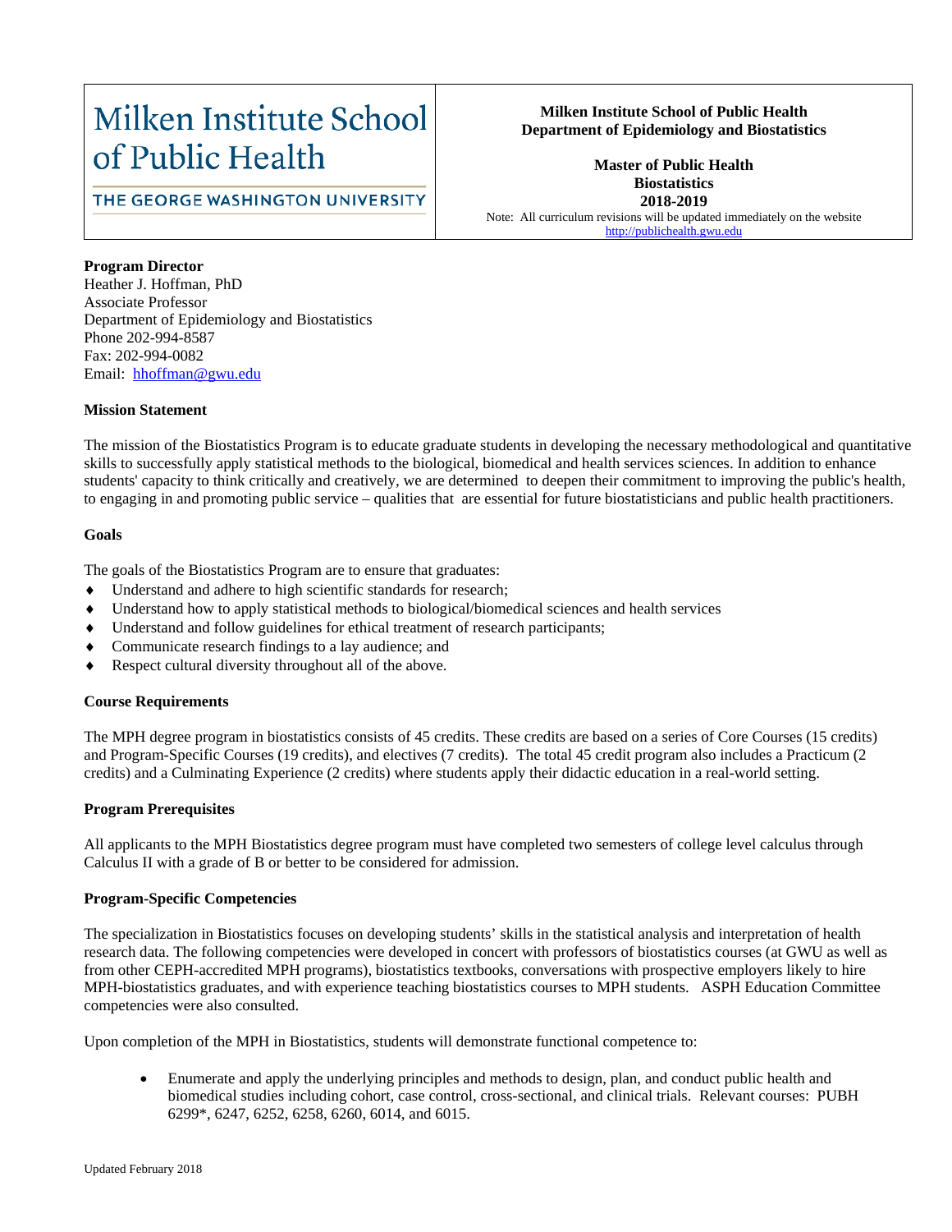| Milken Institute School of Public Health<br>THE GEORGE WASHINGTON UNIVERSITY | **Milken Institute School of Public Health**<br>**Department of Epidemiology and Biostatistics**<br><br>**Master of Public Health**<br>**Biostatistics**<br>**2018-2019**<br>Note: All curriculum revisions will be updated immediately on the website<br>http://publichealth.gwu.edu |
|---|---|

**Program Director**
Heather J. Hoffman, PhD
Associate Professor
Department of Epidemiology and Biostatistics
Phone 202-994-8587
Fax: 202-994-0082
Email: hhoffman@gwu.edu

**Mission Statement**

The mission of the Biostatistics Program is to educate graduate students in developing the necessary methodological and quantitative skills to successfully apply statistical methods to the biological, biomedical and health services sciences. In addition to enhance students' capacity to think critically and creatively, we are determined to deepen their commitment to improving the public's health, to engaging in and promoting public service – qualities that are essential for future biostatisticians and public health practitioners.

**Goals**

The goals of the Biostatistics Program are to ensure that graduates:

- Understand and adhere to high scientific standards for research;
- Understand how to apply statistical methods to biological/biomedical sciences and health services
- Understand and follow guidelines for ethical treatment of research participants;
- Communicate research findings to a lay audience; and
- Respect cultural diversity throughout all of the above.

**Course Requirements**

The MPH degree program in biostatistics consists of 45 credits. These credits are based on a series of Core Courses (15 credits) and Program-Specific Courses (19 credits), and electives (7 credits). The total 45 credit program also includes a Practicum (2 credits) and a Culminating Experience (2 credits) where students apply their didactic education in a real-world setting.

**Program Prerequisites**

All applicants to the MPH Biostatistics degree program must have completed two semesters of college level calculus through Calculus II with a grade of B or better to be considered for admission.

**Program-Specific Competencies**

The specialization in Biostatistics focuses on developing students' skills in the statistical analysis and interpretation of health research data. The following competencies were developed in concert with professors of biostatistics courses (at GWU as well as from other CEPH-accredited MPH programs), biostatistics textbooks, conversations with prospective employers likely to hire MPH-biostatistics graduates, and with experience teaching biostatistics courses to MPH students. ASPH Education Committee competencies were also consulted.

Upon completion of the MPH in Biostatistics, students will demonstrate functional competence to:

- Enumerate and apply the underlying principles and methods to design, plan, and conduct public health and biomedical studies including cohort, case control, cross-sectional, and clinical trials. Relevant courses: PUBH 6299*, 6247, 6252, 6258, 6260, 6014, and 6015.

Updated February 2018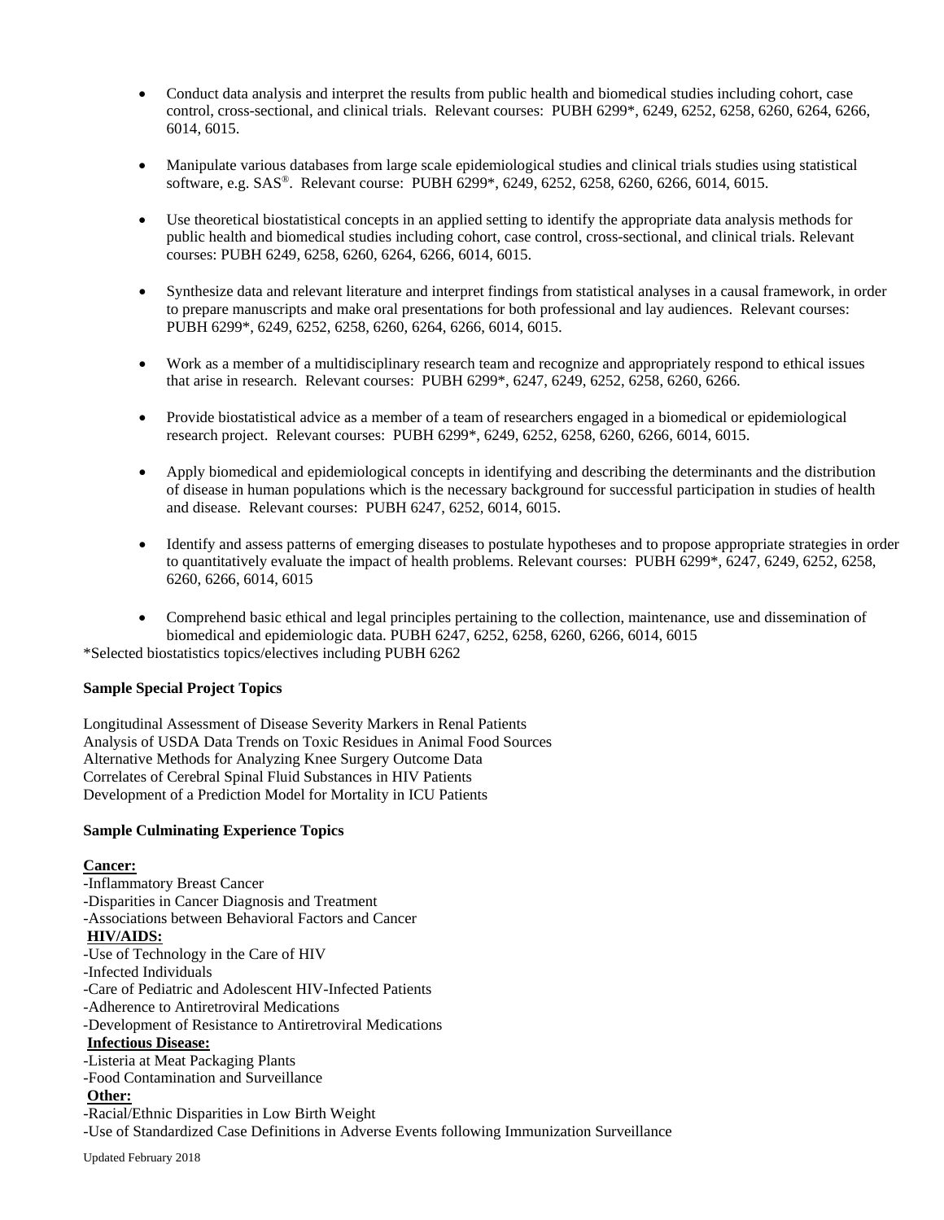- Conduct data analysis and interpret the results from public health and biomedical studies including cohort, case control, cross-sectional, and clinical trials. Relevant courses: PUBH 6299*, 6249, 6252, 6258, 6260, 6264, 6266, 6014, 6015.

- Manipulate various databases from large scale epidemiological studies and clinical trials studies using statistical software, e.g. SAS®. Relevant course: PUBH 6299*, 6249, 6252, 6258, 6260, 6266, 6014, 6015.

- Use theoretical biostatistical concepts in an applied setting to identify the appropriate data analysis methods for public health and biomedical studies including cohort, case control, cross-sectional, and clinical trials. Relevant courses: PUBH 6249, 6258, 6260, 6264, 6266, 6014, 6015.

- Synthesize data and relevant literature and interpret findings from statistical analyses in a causal framework, in order to prepare manuscripts and make oral presentations for both professional and lay audiences. Relevant courses: PUBH 6299*, 6249, 6252, 6258, 6260, 6264, 6266, 6014, 6015.

- Work as a member of a multidisciplinary research team and recognize and appropriately respond to ethical issues that arise in research. Relevant courses: PUBH 6299*, 6247, 6249, 6252, 6258, 6260, 6266.

- Provide biostatistical advice as a member of a team of researchers engaged in a biomedical or epidemiological research project. Relevant courses: PUBH 6299*, 6249, 6252, 6258, 6260, 6266, 6014, 6015.

- Apply biomedical and epidemiological concepts in identifying and describing the determinants and the distribution of disease in human populations which is the necessary background for successful participation in studies of health and disease. Relevant courses: PUBH 6247, 6252, 6014, 6015.

- Identify and assess patterns of emerging diseases to postulate hypotheses and to propose appropriate strategies in order to quantitatively evaluate the impact of health problems. Relevant courses: PUBH 6299*, 6247, 6249, 6252, 6258, 6260, 6266, 6014, 6015

- Comprehend basic ethical and legal principles pertaining to the collection, maintenance, use and dissemination of biomedical and epidemiologic data. PUBH 6247, 6252, 6258, 6260, 6266, 6014, 6015

*Selected biostatistics topics/electives including PUBH 6262

**Sample Special Project Topics**

Longitudinal Assessment of Disease Severity Markers in Renal Patients
Analysis of USDA Data Trends on Toxic Residues in Animal Food Sources
Alternative Methods for Analyzing Knee Surgery Outcome Data
Correlates of Cerebral Spinal Fluid Substances in HIV Patients
Development of a Prediction Model for Mortality in ICU Patients

**Sample Culminating Experience Topics**

**Cancer:**
-Inflammatory Breast Cancer
-Disparities in Cancer Diagnosis and Treatment
-Associations between Behavioral Factors and Cancer
**HIV/AIDS:**
-Use of Technology in the Care of HIV
-Infected Individuals
-Care of Pediatric and Adolescent HIV-Infected Patients
-Adherence to Antiretroviral Medications
-Development of Resistance to Antiretroviral Medications
**Infectious Disease:**
-Listeria at Meat Packaging Plants
-Food Contamination and Surveillance
**Other:**
-Racial/Ethnic Disparities in Low Birth Weight
-Use of Standardized Case Definitions in Adverse Events following Immunization Surveillance

Updated February 2018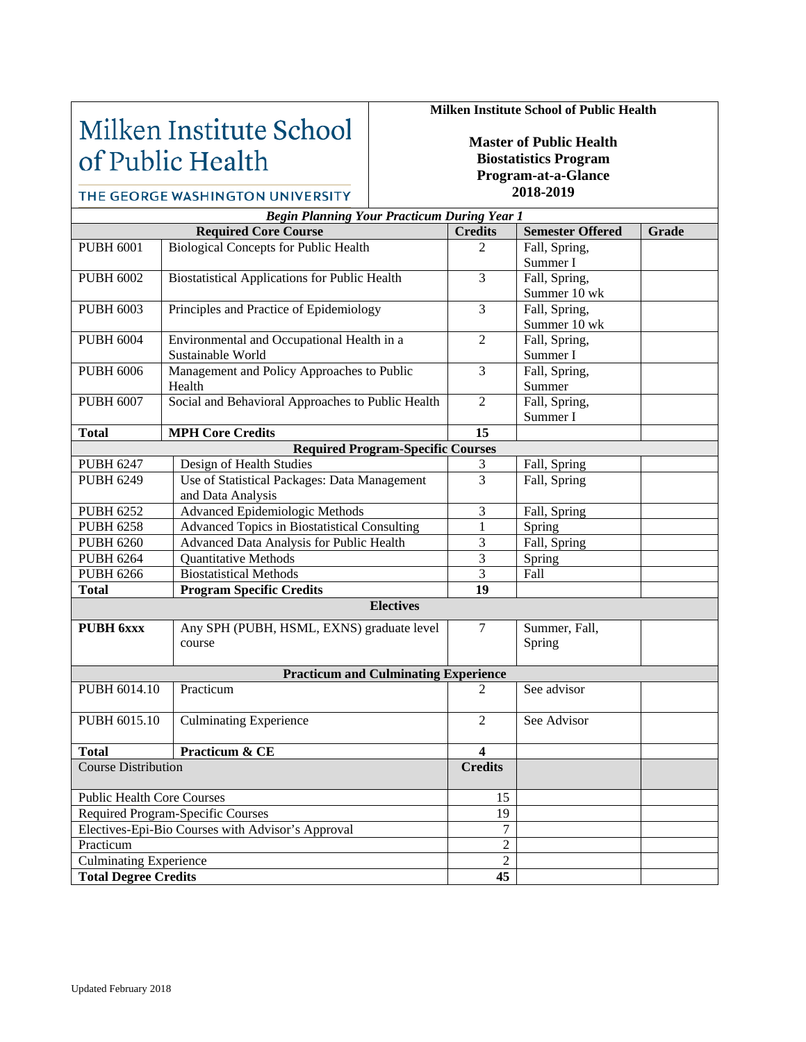Milken Institute School of Public Health

THE GEORGE WASHINGTON UNIVERSITY

**Milken Institute School of Public Health**

**Master of Public Health**
**Biostatistics Program**
**Program-at-a-Glance**
**2018-2019**

***Begin Planning Your Practicum During Year 1***

| Required Core Course | | Credits | Semester Offered | Grade |
|---|---|---|---|---|
| PUBH 6001 | Biological Concepts for Public Health | 2 | Fall, Spring, Summer I | |
| PUBH 6002 | Biostatistical Applications for Public Health | 3 | Fall, Spring, Summer 10 wk | |
| PUBH 6003 | Principles and Practice of Epidemiology | 3 | Fall, Spring, Summer 10 wk | |
| PUBH 6004 | Environmental and Occupational Health in a Sustainable World | 2 | Fall, Spring, Summer I | |
| PUBH 6006 | Management and Policy Approaches to Public Health | 3 | Fall, Spring, Summer | |
| PUBH 6007 | Social and Behavioral Approaches to Public Health | 2 | Fall, Spring, Summer I | |
| **Total** | **MPH Core Credits** | **15** | | |
| **Required Program-Specific Courses** | | | | |
| PUBH 6247 | Design of Health Studies | 3 | Fall, Spring | |
| PUBH 6249 | Use of Statistical Packages: Data Management and Data Analysis | 3 | Fall, Spring | |
| PUBH 6252 | Advanced Epidemiologic Methods | 3 | Fall, Spring | |
| PUBH 6258 | Advanced Topics in Biostatistical Consulting | 1 | Spring | |
| PUBH 6260 | Advanced Data Analysis for Public Health | 3 | Fall, Spring | |
| PUBH 6264 | Quantitative Methods | 3 | Spring | |
| PUBH 6266 | Biostatistical Methods | 3 | Fall | |
| **Total** | **Program Specific Credits** | **19** | | |
| **Electives** | | | | |
| **PUBH 6xxx** | Any SPH (PUBH, HSML, EXNS) graduate level course | 7 | Summer, Fall, Spring | |
| **Practicum and Culminating Experience** | | | | |
| PUBH 6014.10 | Practicum | 2 | See advisor | |
| PUBH 6015.10 | Culminating Experience | 2 | See Advisor | |
| **Total** | **Practicum & CE** | **4** | | |

| Course Distribution | Credits | | |
|---|---|---|---|
| Public Health Core Courses | 15 | | |
| Required Program-Specific Courses | 19 | | |
| Electives-Epi-Bio Courses with Advisor's Approval | 7 | | |
| Practicum | 2 | | |
| Culminating Experience | 2 | | |
| **Total Degree Credits** | **45** | | |

Updated February 2018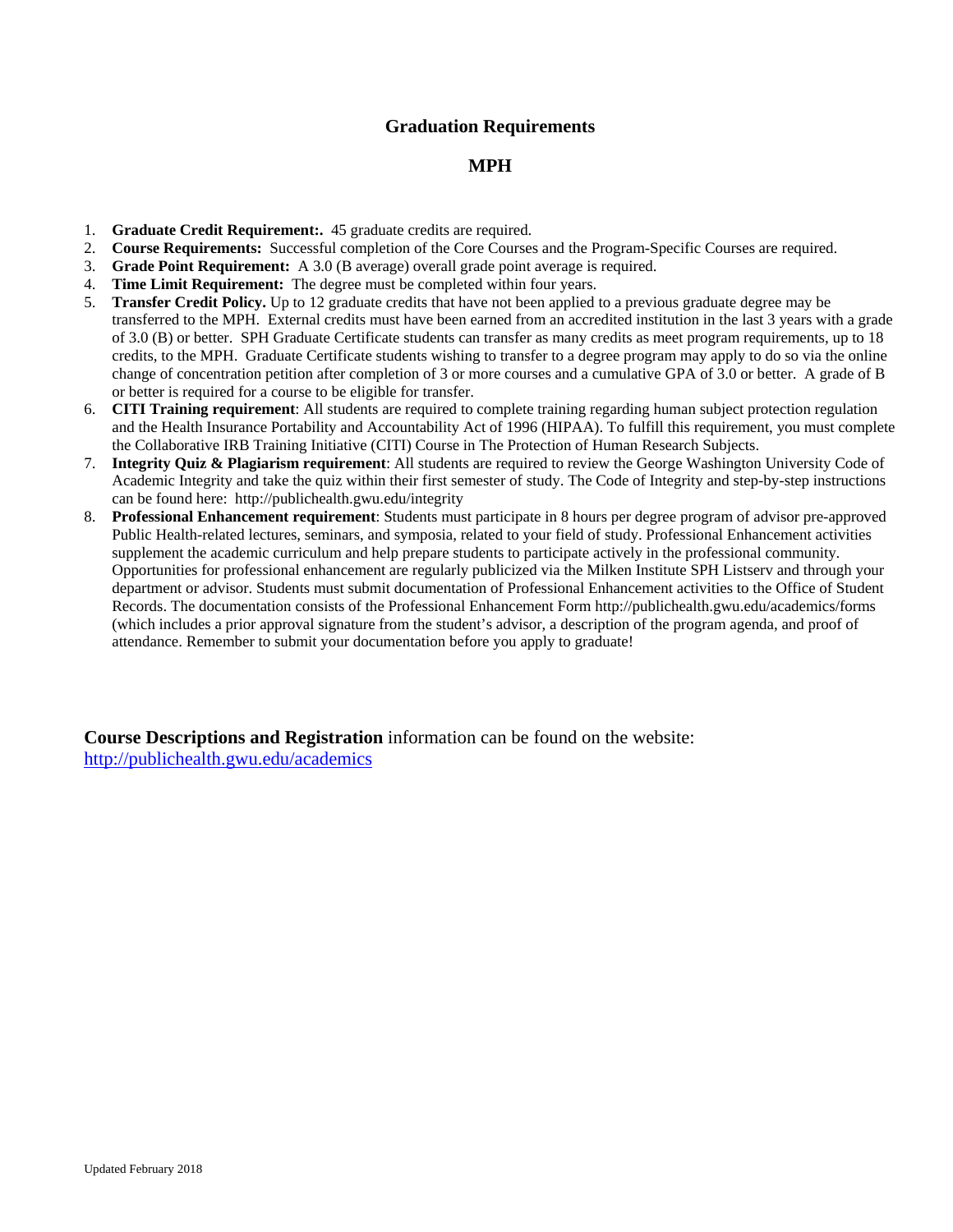## Graduation Requirements

## MPH

1. **Graduate Credit Requirement:.** 45 graduate credits are required.
2. **Course Requirements:** Successful completion of the Core Courses and the Program-Specific Courses are required.
3. **Grade Point Requirement:** A 3.0 (B average) overall grade point average is required.
4. **Time Limit Requirement:** The degree must be completed within four years.
5. **Transfer Credit Policy.** Up to 12 graduate credits that have not been applied to a previous graduate degree may be transferred to the MPH. External credits must have been earned from an accredited institution in the last 3 years with a grade of 3.0 (B) or better. SPH Graduate Certificate students can transfer as many credits as meet program requirements, up to 18 credits, to the MPH. Graduate Certificate students wishing to transfer to a degree program may apply to do so via the online change of concentration petition after completion of 3 or more courses and a cumulative GPA of 3.0 or better. A grade of B or better is required for a course to be eligible for transfer.
6. **CITI Training requirement**: All students are required to complete training regarding human subject protection regulation and the Health Insurance Portability and Accountability Act of 1996 (HIPAA). To fulfill this requirement, you must complete the Collaborative IRB Training Initiative (CITI) Course in The Protection of Human Research Subjects.
7. **Integrity Quiz & Plagiarism requirement**: All students are required to review the George Washington University Code of Academic Integrity and take the quiz within their first semester of study. The Code of Integrity and step-by-step instructions can be found here: http://publichealth.gwu.edu/integrity
8. **Professional Enhancement requirement**: Students must participate in 8 hours per degree program of advisor pre-approved Public Health-related lectures, seminars, and symposia, related to your field of study. Professional Enhancement activities supplement the academic curriculum and help prepare students to participate actively in the professional community. Opportunities for professional enhancement are regularly publicized via the Milken Institute SPH Listserv and through your department or advisor. Students must submit documentation of Professional Enhancement activities to the Office of Student Records. The documentation consists of the Professional Enhancement Form http://publichealth.gwu.edu/academics/forms (which includes a prior approval signature from the student's advisor, a description of the program agenda, and proof of attendance. Remember to submit your documentation before you apply to graduate!

**Course Descriptions and Registration** information can be found on the website: http://publichealth.gwu.edu/academics

Updated February 2018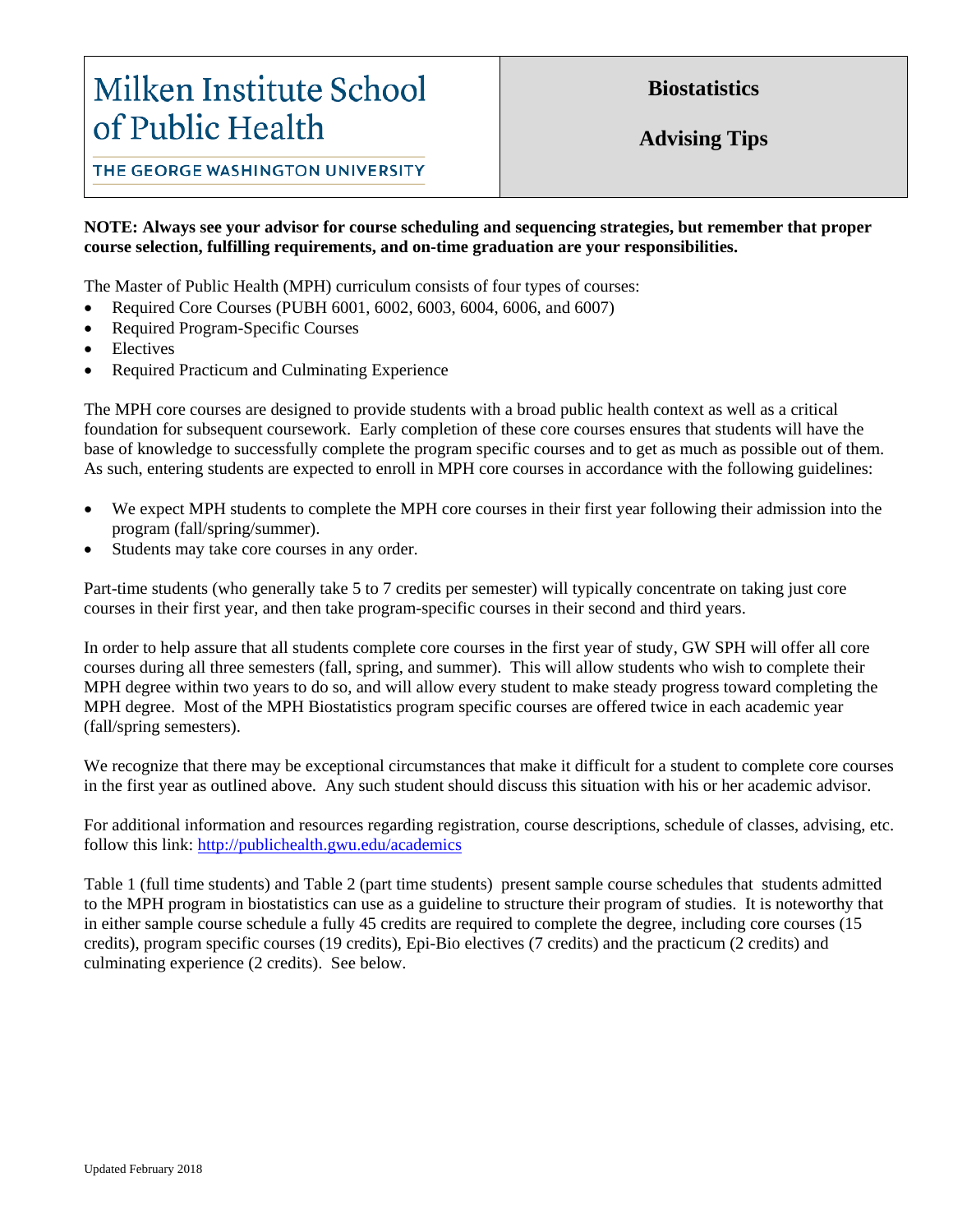# Milken Institute School of Public Health

THE GEORGE WASHINGTON UNIVERSITY

**Biostatistics**

**Advising Tips**

**NOTE: Always see your advisor for course scheduling and sequencing strategies, but remember that proper course selection, fulfilling requirements, and on-time graduation are your responsibilities.**

The Master of Public Health (MPH) curriculum consists of four types of courses:

- Required Core Courses (PUBH 6001, 6002, 6003, 6004, 6006, and 6007)
- Required Program-Specific Courses
- Electives
- Required Practicum and Culminating Experience

The MPH core courses are designed to provide students with a broad public health context as well as a critical foundation for subsequent coursework. Early completion of these core courses ensures that students will have the base of knowledge to successfully complete the program specific courses and to get as much as possible out of them. As such, entering students are expected to enroll in MPH core courses in accordance with the following guidelines:

- We expect MPH students to complete the MPH core courses in their first year following their admission into the program (fall/spring/summer).
- Students may take core courses in any order.

Part-time students (who generally take 5 to 7 credits per semester) will typically concentrate on taking just core courses in their first year, and then take program-specific courses in their second and third years.

In order to help assure that all students complete core courses in the first year of study, GW SPH will offer all core courses during all three semesters (fall, spring, and summer). This will allow students who wish to complete their MPH degree within two years to do so, and will allow every student to make steady progress toward completing the MPH degree. Most of the MPH Biostatistics program specific courses are offered twice in each academic year (fall/spring semesters).

We recognize that there may be exceptional circumstances that make it difficult for a student to complete core courses in the first year as outlined above. Any such student should discuss this situation with his or her academic advisor.

For additional information and resources regarding registration, course descriptions, schedule of classes, advising, etc. follow this link: [http://publichealth.gwu.edu/academics](http://publichealth.gwu.edu/academics)

Table 1 (full time students) and Table 2 (part time students) present sample course schedules that students admitted to the MPH program in biostatistics can use as a guideline to structure their program of studies. It is noteworthy that in either sample course schedule a fully 45 credits are required to complete the degree, including core courses (15 credits), program specific courses (19 credits), Epi-Bio electives (7 credits) and the practicum (2 credits) and culminating experience (2 credits). See below.

Updated February 2018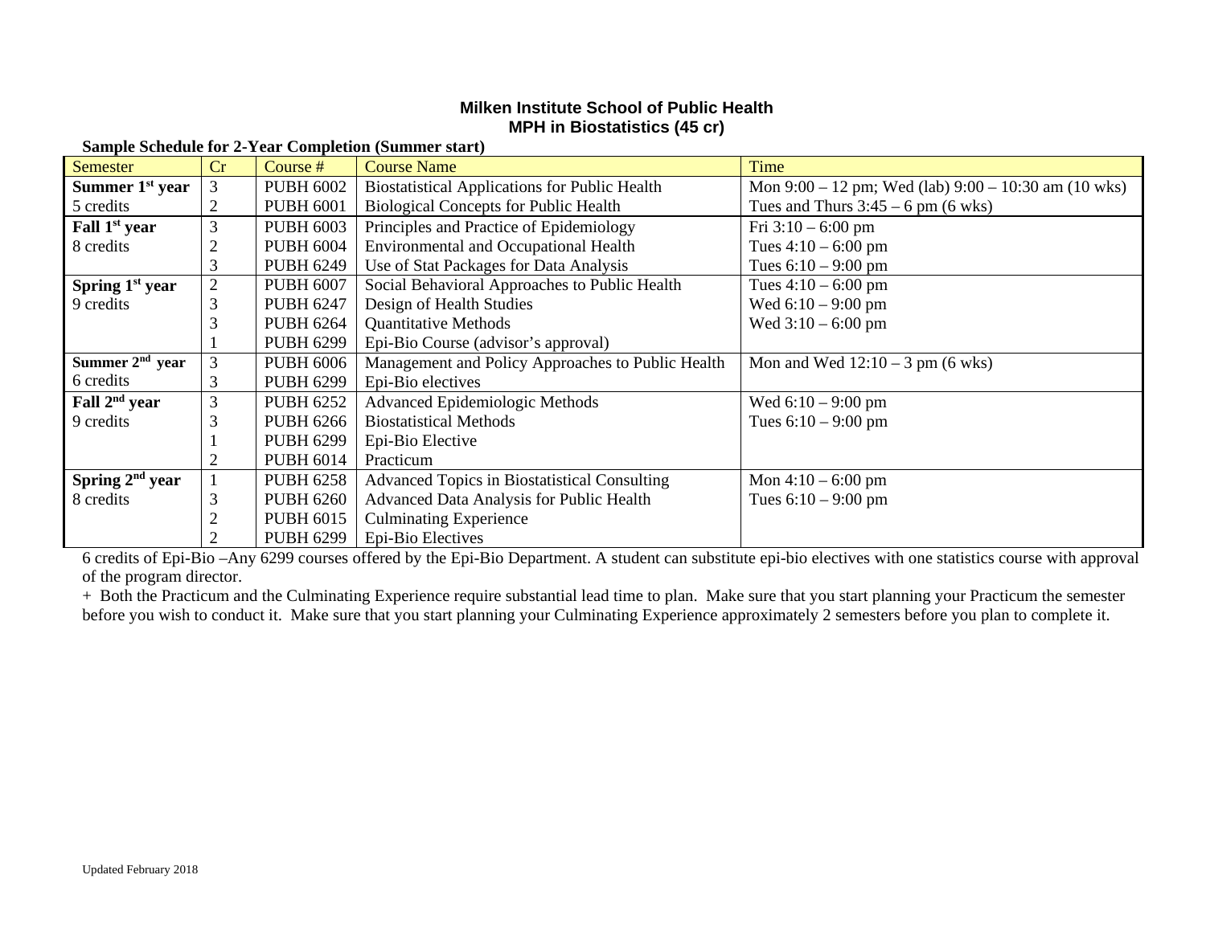# Milken Institute School of Public Health
## MPH in Biostatistics (45 cr)

**Sample Schedule for 2-Year Completion (Summer start)**

| Semester | Cr | Course # | Course Name | Time |
|---|---|---|---|---|
| **Summer 1st year** | 3 | PUBH 6002 | Biostatistical Applications for Public Health | Mon 9:00 – 12 pm; Wed (lab) 9:00 – 10:30 am (10 wks) |
| 5 credits | 2 | PUBH 6001 | Biological Concepts for Public Health | Tues and Thurs 3:45 – 6 pm (6 wks) |
| **Fall 1st year** | 3 | PUBH 6003 | Principles and Practice of Epidemiology | Fri 3:10 – 6:00 pm |
| 8 credits | 2 | PUBH 6004 | Environmental and Occupational Health | Tues 4:10 – 6:00 pm |
| | 3 | PUBH 6249 | Use of Stat Packages for Data Analysis | Tues 6:10 – 9:00 pm |
| **Spring 1st year** | 2 | PUBH 6007 | Social Behavioral Approaches to Public Health | Tues 4:10 – 6:00 pm |
| 9 credits | 3 | PUBH 6247 | Design of Health Studies | Wed 6:10 – 9:00 pm |
| | 3 | PUBH 6264 | Quantitative Methods | Wed 3:10 – 6:00 pm |
| | 1 | PUBH 6299 | Epi-Bio Course (advisor's approval) | |
| **Summer 2nd year** | 3 | PUBH 6006 | Management and Policy Approaches to Public Health | Mon and Wed 12:10 – 3 pm (6 wks) |
| 6 credits | 3 | PUBH 6299 | Epi-Bio electives | |
| **Fall 2nd year** | 3 | PUBH 6252 | Advanced Epidemiologic Methods | Wed 6:10 – 9:00 pm |
| 9 credits | 3 | PUBH 6266 | Biostatistical Methods | Tues 6:10 – 9:00 pm |
| | 1 | PUBH 6299 | Epi-Bio Elective | |
| | 2 | PUBH 6014 | Practicum | |
| **Spring 2nd year** | 1 | PUBH 6258 | Advanced Topics in Biostatistical Consulting | Mon 4:10 – 6:00 pm |
| 8 credits | 3 | PUBH 6260 | Advanced Data Analysis for Public Health | Tues 6:10 – 9:00 pm |
| | 2 | PUBH 6015 | Culminating Experience | |
| | 2 | PUBH 6299 | Epi-Bio Electives | |

6 credits of Epi-Bio –Any 6299 courses offered by the Epi-Bio Department. A student can substitute epi-bio electives with one statistics course with approval of the program director.

+ Both the Practicum and the Culminating Experience require substantial lead time to plan. Make sure that you start planning your Practicum the semester before you wish to conduct it. Make sure that you start planning your Culminating Experience approximately 2 semesters before you plan to complete it.

Updated February 2018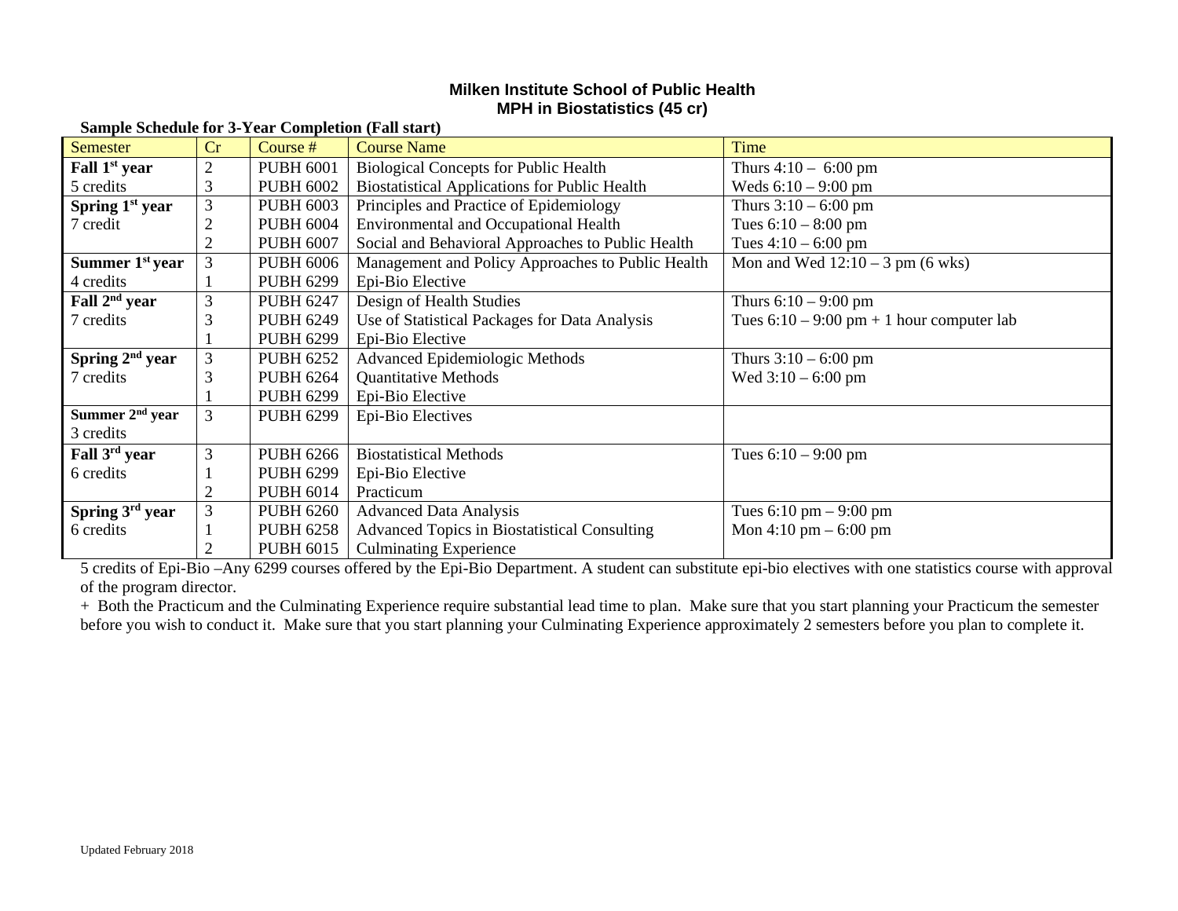# Milken Institute School of Public Health
## MPH in Biostatistics (45 cr)

**Sample Schedule for 3-Year Completion (Fall start)**

| Semester | Cr | Course # | Course Name | Time |
|---|---|---|---|---|
| **Fall 1st year** | 2 | PUBH 6001 | Biological Concepts for Public Health | Thurs 4:10 – 6:00 pm |
| 5 credits | 3 | PUBH 6002 | Biostatistical Applications for Public Health | Weds 6:10 – 9:00 pm |
| **Spring 1st year** | 3 | PUBH 6003 | Principles and Practice of Epidemiology | Thurs 3:10 – 6:00 pm |
| 7 credit | 2 | PUBH 6004 | Environmental and Occupational Health | Tues 6:10 – 8:00 pm |
| | 2 | PUBH 6007 | Social and Behavioral Approaches to Public Health | Tues 4:10 – 6:00 pm |
| **Summer 1st year** | 3 | PUBH 6006 | Management and Policy Approaches to Public Health | Mon and Wed 12:10 – 3 pm (6 wks) |
| 4 credits | 1 | PUBH 6299 | Epi-Bio Elective | |
| **Fall 2nd year** | 3 | PUBH 6247 | Design of Health Studies | Thurs 6:10 – 9:00 pm |
| 7 credits | 3 | PUBH 6249 | Use of Statistical Packages for Data Analysis | Tues 6:10 – 9:00 pm + 1 hour computer lab |
| | 1 | PUBH 6299 | Epi-Bio Elective | |
| **Spring 2nd year** | 3 | PUBH 6252 | Advanced Epidemiologic Methods | Thurs 3:10 – 6:00 pm |
| 7 credits | 3 | PUBH 6264 | Quantitative Methods | Wed 3:10 – 6:00 pm |
| | 1 | PUBH 6299 | Epi-Bio Elective | |
| **Summer 2nd year** | 3 | PUBH 6299 | Epi-Bio Electives | |
| 3 credits | | | | |
| **Fall 3rd year** | 3 | PUBH 6266 | Biostatistical Methods | Tues 6:10 – 9:00 pm |
| 6 credits | 1 | PUBH 6299 | Epi-Bio Elective | |
| | 2 | PUBH 6014 | Practicum | |
| **Spring 3rd year** | 3 | PUBH 6260 | Advanced Data Analysis | Tues 6:10 pm – 9:00 pm |
| 6 credits | 1 | PUBH 6258 | Advanced Topics in Biostatistical Consulting | Mon 4:10 pm – 6:00 pm |
| | 2 | PUBH 6015 | Culminating Experience | |

5 credits of Epi-Bio –Any 6299 courses offered by the Epi-Bio Department. A student can substitute epi-bio electives with one statistics course with approval of the program director.

+ Both the Practicum and the Culminating Experience require substantial lead time to plan. Make sure that you start planning your Practicum the semester before you wish to conduct it. Make sure that you start planning your Culminating Experience approximately 2 semesters before you plan to complete it.

Updated February 2018